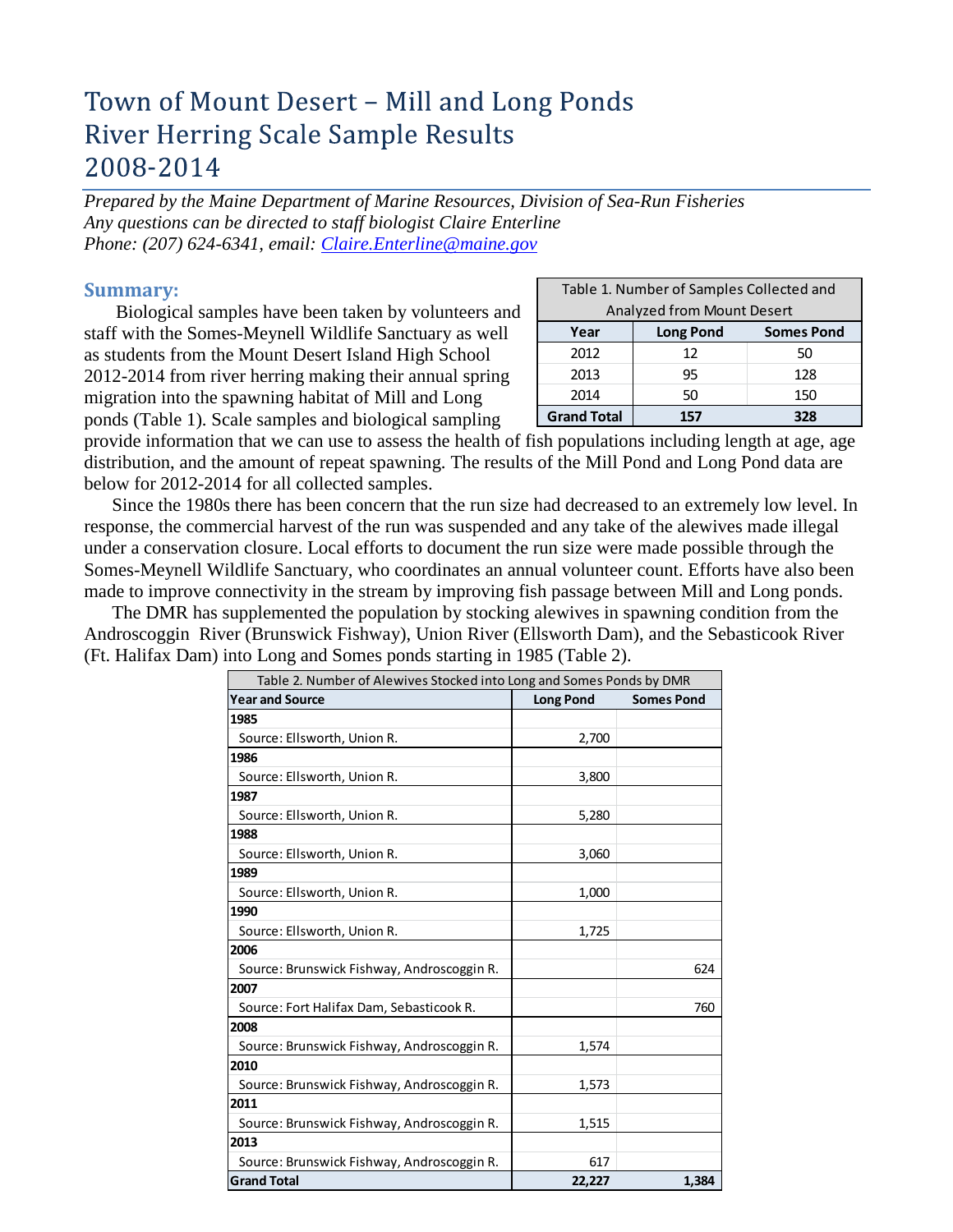# Town of Mount Desert – Mill and Long Ponds River Herring Scale Sample Results 2008-2014

*Prepared by the Maine Department of Marine Resources, Division of Sea-Run Fisheries*
*Any questions can be directed to staff biologist Claire Enterline*
*Phone: (207) 624-6341, email: [Claire.Enterline@maine.gov](mailto:Claire.Enterline@maine.gov)*

## Summary:

Biological samples have been taken by volunteers and staff with the Somes-Meynell Wildlife Sanctuary as well as students from the Mount Desert Island High School 2012-2014 from river herring making their annual spring migration into the spawning habitat of Mill and Long ponds (Table 1). Scale samples and biological sampling provide information that we can use to assess the health of fish populations including length at age, age distribution, and the amount of repeat spawning. The results of the Mill Pond and Long Pond data are below for 2012-2014 for all collected samples.

Table 1. Number of Samples Collected and Analyzed from Mount Desert

| Year | Long Pond | Somes Pond |
|---|---|---|
| 2012 | 12 | 50 |
| 2013 | 95 | 128 |
| 2014 | 50 | 150 |
| **Grand Total** | **157** | **328** |

Since the 1980s there has been concern that the run size had decreased to an extremely low level. In response, the commercial harvest of the run was suspended and any take of the alewives made illegal under a conservation closure. Local efforts to document the run size were made possible through the Somes-Meynell Wildlife Sanctuary, who coordinates an annual volunteer count. Efforts have also been made to improve connectivity in the stream by improving fish passage between Mill and Long ponds.

The DMR has supplemented the population by stocking alewives in spawning condition from the Androscoggin River (Brunswick Fishway), Union River (Ellsworth Dam), and the Sebasticook River (Ft. Halifax Dam) into Long and Somes ponds starting in 1985 (Table 2).

Table 2. Number of Alewives Stocked into Long and Somes Ponds by DMR

| Year and Source | Long Pond | Somes Pond |
|---|---|---|
| **1985** | | |
| Source: Ellsworth, Union R. | 2,700 | |
| **1986** | | |
| Source: Ellsworth, Union R. | 3,800 | |
| **1987** | | |
| Source: Ellsworth, Union R. | 5,280 | |
| **1988** | | |
| Source: Ellsworth, Union R. | 3,060 | |
| **1989** | | |
| Source: Ellsworth, Union R. | 1,000 | |
| **1990** | | |
| Source: Ellsworth, Union R. | 1,725 | |
| **2006** | | |
| Source: Brunswick Fishway, Androscoggin R. | | 624 |
| **2007** | | |
| Source: Fort Halifax Dam, Sebasticook R. | | 760 |
| **2008** | | |
| Source: Brunswick Fishway, Androscoggin R. | 1,574 | |
| **2010** | | |
| Source: Brunswick Fishway, Androscoggin R. | 1,573 | |
| **2011** | | |
| Source: Brunswick Fishway, Androscoggin R. | 1,515 | |
| **2013** | | |
| Source: Brunswick Fishway, Androscoggin R. | 617 | |
| **Grand Total** | **22,227** | **1,384** |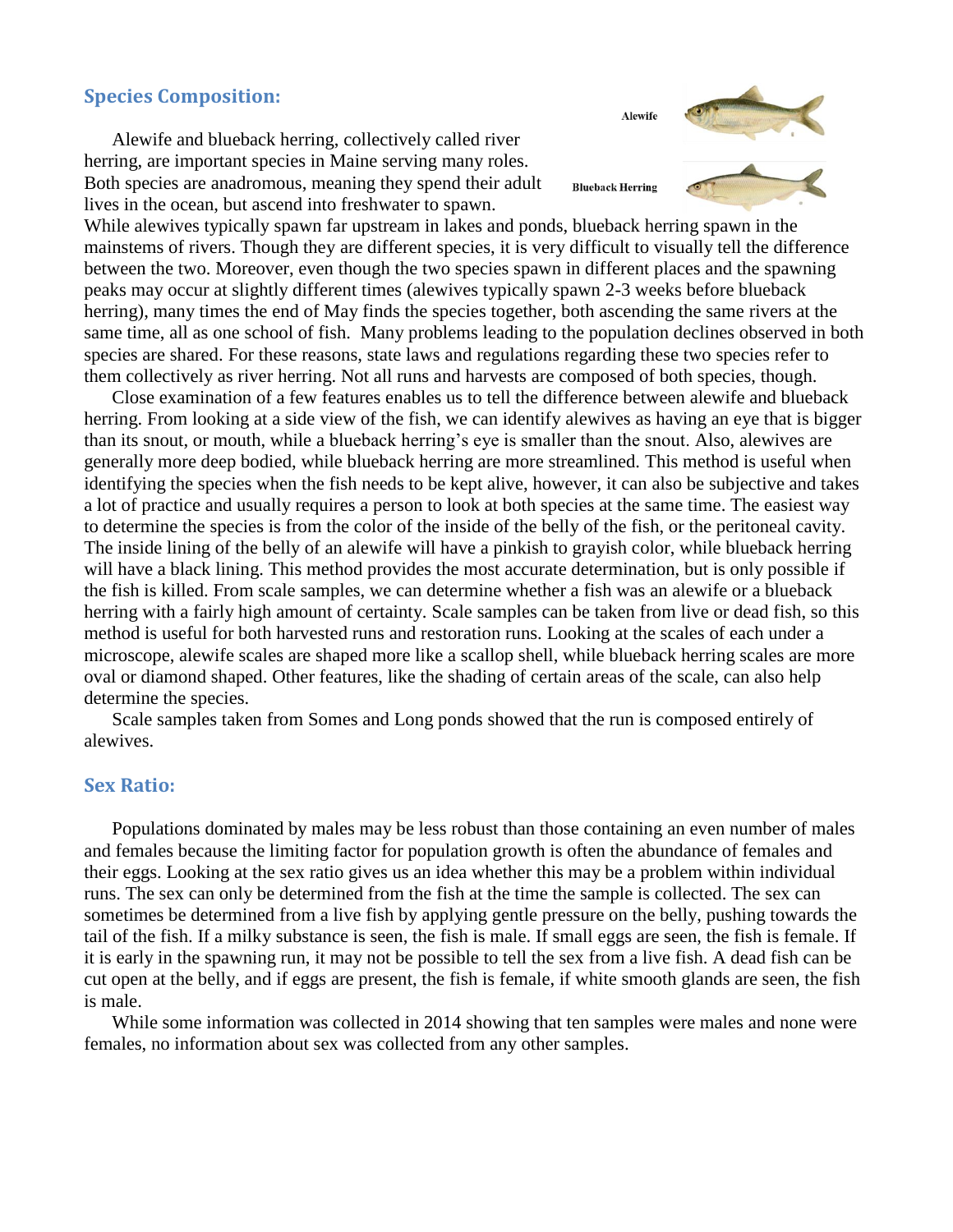## Species Composition:

Alewife and blueback herring, collectively called river herring, are important species in Maine serving many roles. Both species are anadromous, meaning they spend their adult lives in the ocean, but ascend into freshwater to spawn. While alewives typically spawn far upstream in lakes and ponds, blueback herring spawn in the mainstems of rivers. Though they are different species, it is very difficult to visually tell the difference between the two. Moreover, even though the two species spawn in different places and the spawning peaks may occur at slightly different times (alewives typically spawn 2-3 weeks before blueback herring), many times the end of May finds the species together, both ascending the same rivers at the same time, all as one school of fish. Many problems leading to the population declines observed in both species are shared. For these reasons, state laws and regulations regarding these two species refer to them collectively as river herring. Not all runs and harvests are composed of both species, though.

Close examination of a few features enables us to tell the difference between alewife and blueback herring. From looking at a side view of the fish, we can identify alewives as having an eye that is bigger than its snout, or mouth, while a blueback herring's eye is smaller than the snout. Also, alewives are generally more deep bodied, while blueback herring are more streamlined. This method is useful when identifying the species when the fish needs to be kept alive, however, it can also be subjective and takes a lot of practice and usually requires a person to look at both species at the same time. The easiest way to determine the species is from the color of the inside of the belly of the fish, or the peritoneal cavity. The inside lining of the belly of an alewife will have a pinkish to grayish color, while blueback herring will have a black lining. This method provides the most accurate determination, but is only possible if the fish is killed. From scale samples, we can determine whether a fish was an alewife or a blueback herring with a fairly high amount of certainty. Scale samples can be taken from live or dead fish, so this method is useful for both harvested runs and restoration runs. Looking at the scales of each under a microscope, alewife scales are shaped more like a scallop shell, while blueback herring scales are more oval or diamond shaped. Other features, like the shading of certain areas of the scale, can also help determine the species.

Scale samples taken from Somes and Long ponds showed that the run is composed entirely of alewives.

## Sex Ratio:

Populations dominated by males may be less robust than those containing an even number of males and females because the limiting factor for population growth is often the abundance of females and their eggs. Looking at the sex ratio gives us an idea whether this may be a problem within individual runs. The sex can only be determined from the fish at the time the sample is collected. The sex can sometimes be determined from a live fish by applying gentle pressure on the belly, pushing towards the tail of the fish. If a milky substance is seen, the fish is male. If small eggs are seen, the fish is female. If it is early in the spawning run, it may not be possible to tell the sex from a live fish. A dead fish can be cut open at the belly, and if eggs are present, the fish is female, if white smooth glands are seen, the fish is male.

While some information was collected in 2014 showing that ten samples were males and none were females, no information about sex was collected from any other samples.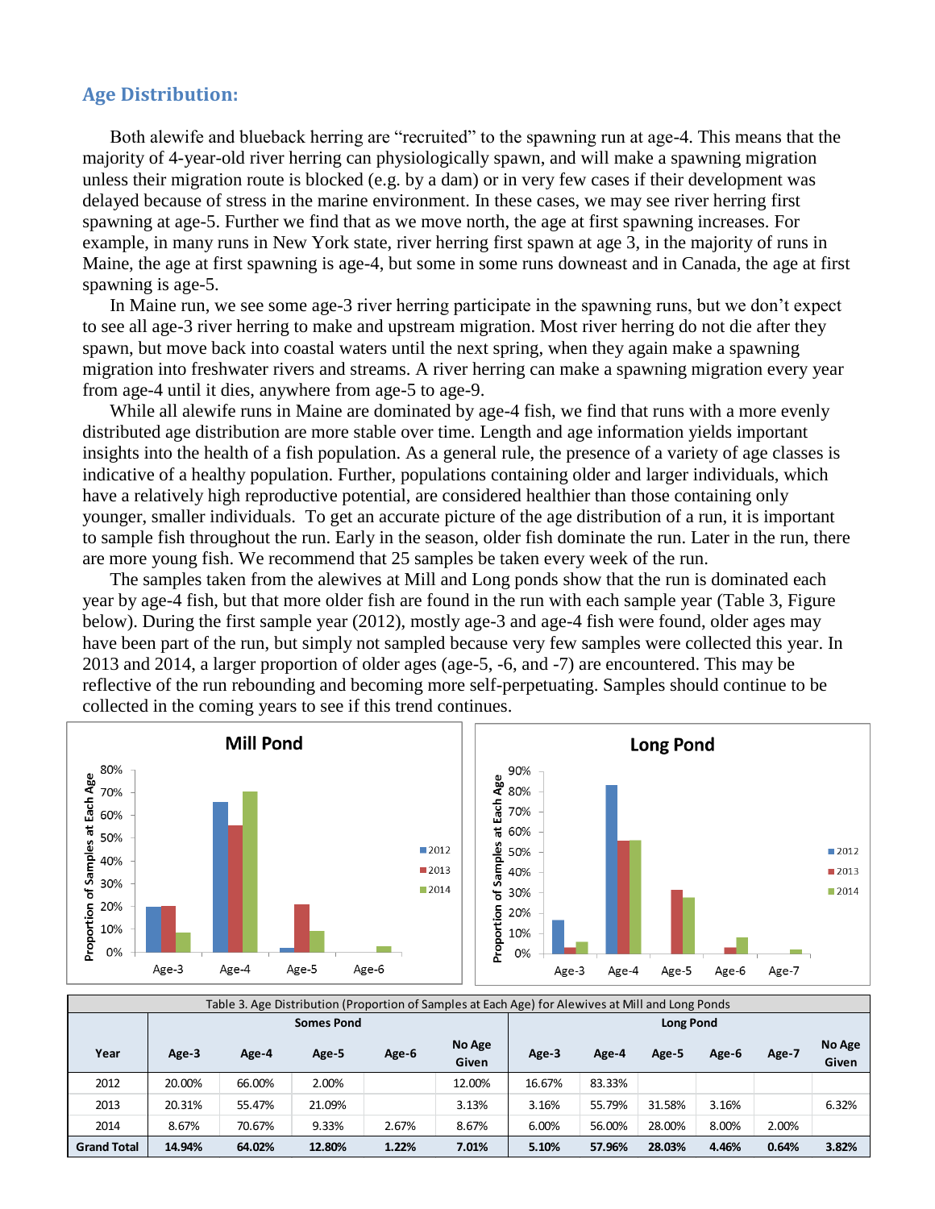## Age Distribution:

Both alewife and blueback herring are "recruited" to the spawning run at age-4. This means that the majority of 4-year-old river herring can physiologically spawn, and will make a spawning migration unless their migration route is blocked (e.g. by a dam) or in very few cases if their development was delayed because of stress in the marine environment. In these cases, we may see river herring first spawning at age-5. Further we find that as we move north, the age at first spawning increases. For example, in many runs in New York state, river herring first spawn at age 3, in the majority of runs in Maine, the age at first spawning is age-4, but some in some runs downeast and in Canada, the age at first spawning is age-5.

In Maine run, we see some age-3 river herring participate in the spawning runs, but we don't expect to see all age-3 river herring to make and upstream migration. Most river herring do not die after they spawn, but move back into coastal waters until the next spring, when they again make a spawning migration into freshwater rivers and streams. A river herring can make a spawning migration every year from age-4 until it dies, anywhere from age-5 to age-9.

While all alewife runs in Maine are dominated by age-4 fish, we find that runs with a more evenly distributed age distribution are more stable over time. Length and age information yields important insights into the health of a fish population. As a general rule, the presence of a variety of age classes is indicative of a healthy population. Further, populations containing older and larger individuals, which have a relatively high reproductive potential, are considered healthier than those containing only younger, smaller individuals. To get an accurate picture of the age distribution of a run, it is important to sample fish throughout the run. Early in the season, older fish dominate the run. Later in the run, there are more young fish. We recommend that 25 samples be taken every week of the run.

The samples taken from the alewives at Mill and Long ponds show that the run is dominated each year by age-4 fish, but that more older fish are found in the run with each sample year (Table 3, Figure below). During the first sample year (2012), mostly age-3 and age-4 fish were found, older ages may have been part of the run, but simply not sampled because very few samples were collected this year. In 2013 and 2014, a larger proportion of older ages (age-5, -6, and -7) are encountered. This may be reflective of the run rebounding and becoming more self-perpetuating. Samples should continue to be collected in the coming years to see if this trend continues.

Table 3. Age Distribution (Proportion of Samples at Each Age) for Alewives at Mill and Long Ponds

| Year | Somes Pond | | | | | Long Pond | | | | | |
|---|---|---|---|---|---|---|---|---|---|---|---|
| | Age-3 | Age-4 | Age-5 | Age-6 | No Age Given | Age-3 | Age-4 | Age-5 | Age-6 | Age-7 | No Age Given |
| 2012 | 20.00% | 66.00% | 2.00% | | 12.00% | 16.67% | 83.33% | | | | |
| 2013 | 20.31% | 55.47% | 21.09% | | 3.13% | 3.16% | 55.79% | 31.58% | 3.16% | | 6.32% |
| 2014 | 8.67% | 70.67% | 9.33% | 2.67% | 8.67% | 6.00% | 56.00% | 28.00% | 8.00% | 2.00% | |
| **Grand Total** | **14.94%** | **64.02%** | **12.80%** | **1.22%** | **7.01%** | **5.10%** | **57.96%** | **28.03%** | **4.46%** | **0.64%** | **3.82%** |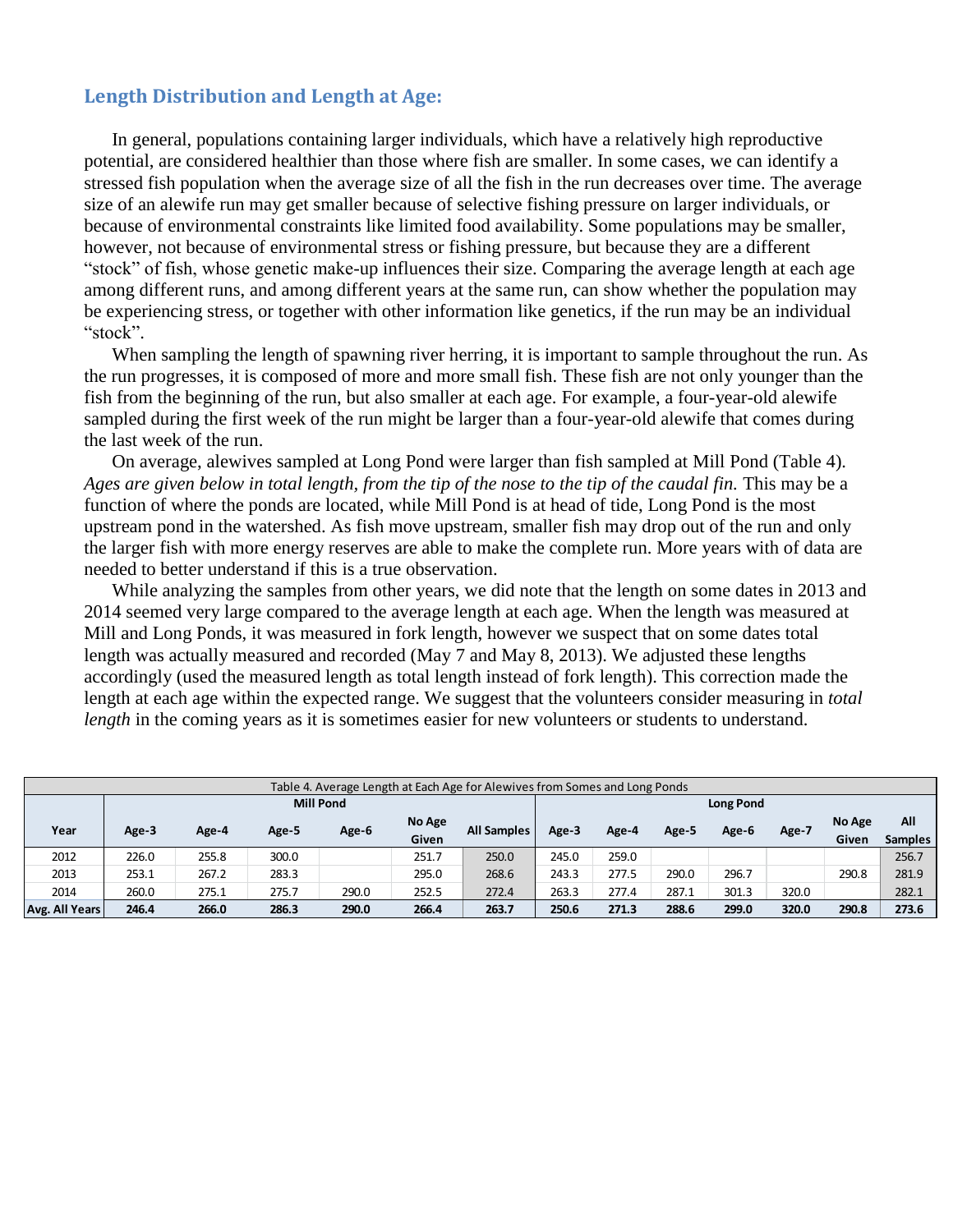## Length Distribution and Length at Age:

In general, populations containing larger individuals, which have a relatively high reproductive potential, are considered healthier than those where fish are smaller. In some cases, we can identify a stressed fish population when the average size of all the fish in the run decreases over time. The average size of an alewife run may get smaller because of selective fishing pressure on larger individuals, or because of environmental constraints like limited food availability. Some populations may be smaller, however, not because of environmental stress or fishing pressure, but because they are a different "stock" of fish, whose genetic make-up influences their size. Comparing the average length at each age among different runs, and among different years at the same run, can show whether the population may be experiencing stress, or together with other information like genetics, if the run may be an individual "stock".

When sampling the length of spawning river herring, it is important to sample throughout the run. As the run progresses, it is composed of more and more small fish. These fish are not only younger than the fish from the beginning of the run, but also smaller at each age. For example, a four-year-old alewife sampled during the first week of the run might be larger than a four-year-old alewife that comes during the last week of the run.

On average, alewives sampled at Long Pond were larger than fish sampled at Mill Pond (Table 4). *Ages are given below in total length, from the tip of the nose to the tip of the caudal fin.* This may be a function of where the ponds are located, while Mill Pond is at head of tide, Long Pond is the most upstream pond in the watershed. As fish move upstream, smaller fish may drop out of the run and only the larger fish with more energy reserves are able to make the complete run. More years with of data are needed to better understand if this is a true observation.

While analyzing the samples from other years, we did note that the length on some dates in 2013 and 2014 seemed very large compared to the average length at each age. When the length was measured at Mill and Long Ponds, it was measured in fork length, however we suspect that on some dates total length was actually measured and recorded (May 7 and May 8, 2013). We adjusted these lengths accordingly (used the measured length as total length instead of fork length). This correction made the length at each age within the expected range. We suggest that the volunteers consider measuring in *total length* in the coming years as it is sometimes easier for new volunteers or students to understand.

Table 4. Average Length at Each Age for Alewives from Somes and Long Ponds

| | Mill Pond | | | | | | Long Pond | | | | | | |
|---|---|---|---|---|---|---|---|---|---|---|---|---|---|
| Year | Age-3 | Age-4 | Age-5 | Age-6 | No Age Given | All Samples | Age-3 | Age-4 | Age-5 | Age-6 | Age-7 | No Age Given | All Samples |
| 2012 | 226.0 | 255.8 | 300.0 | | 251.7 | 250.0 | 245.0 | 259.0 | | | | | 256.7 |
| 2013 | 253.1 | 267.2 | 283.3 | | 295.0 | 268.6 | 243.3 | 277.5 | 290.0 | 296.7 | | 290.8 | 281.9 |
| 2014 | 260.0 | 275.1 | 275.7 | 290.0 | 252.5 | 272.4 | 263.3 | 277.4 | 287.1 | 301.3 | 320.0 | | 282.1 |
| **Avg. All Years** | **246.4** | **266.0** | **286.3** | **290.0** | **266.4** | **263.7** | **250.6** | **271.3** | **288.6** | **299.0** | **320.0** | **290.8** | **273.6** |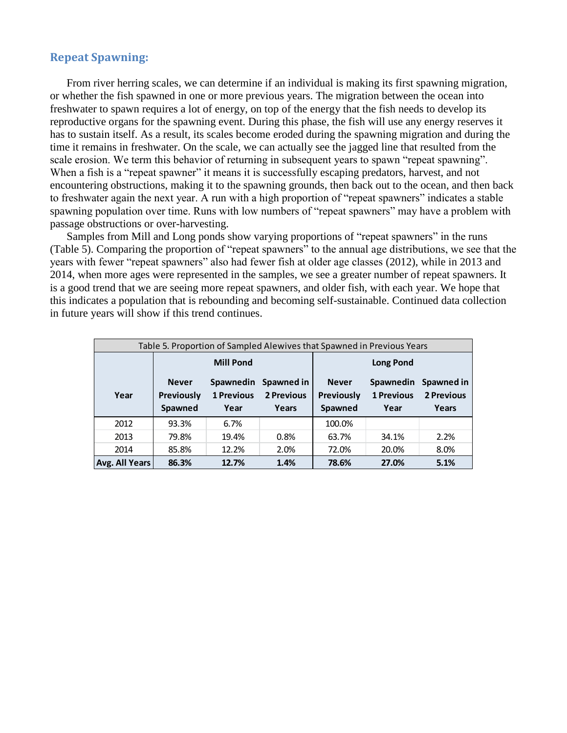## Repeat Spawning:

From river herring scales, we can determine if an individual is making its first spawning migration, or whether the fish spawned in one or more previous years. The migration between the ocean into freshwater to spawn requires a lot of energy, on top of the energy that the fish needs to develop its reproductive organs for the spawning event. During this phase, the fish will use any energy reserves it has to sustain itself. As a result, its scales become eroded during the spawning migration and during the time it remains in freshwater. On the scale, we can actually see the jagged line that resulted from the scale erosion. We term this behavior of returning in subsequent years to spawn "repeat spawning". When a fish is a "repeat spawner" it means it is successfully escaping predators, harvest, and not encountering obstructions, making it to the spawning grounds, then back out to the ocean, and then back to freshwater again the next year. A run with a high proportion of "repeat spawners" indicates a stable spawning population over time. Runs with low numbers of "repeat spawners" may have a problem with passage obstructions or over-harvesting.

Samples from Mill and Long ponds show varying proportions of "repeat spawners" in the runs (Table 5). Comparing the proportion of "repeat spawners" to the annual age distributions, we see that the years with fewer "repeat spawners" also had fewer fish at older age classes (2012), while in 2013 and 2014, when more ages were represented in the samples, we see a greater number of repeat spawners. It is a good trend that we are seeing more repeat spawners, and older fish, with each year. We hope that this indicates a population that is rebounding and becoming self-sustainable. Continued data collection in future years will show if this trend continues.

Table 5. Proportion of Sampled Alewives that Spawned in Previous Years

| Year | Mill Pond | | | Long Pond | | |
|---|---|---|---|---|---|---|
| | Never Previously Spawned | Spawnedin 1 Previous Year | Spawned in 2 Previous Years | Never Previously Spawned | Spawnedin 1 Previous Year | Spawned in 2 Previous Years |
| 2012 | 93.3% | 6.7% | | 100.0% | | |
| 2013 | 79.8% | 19.4% | 0.8% | 63.7% | 34.1% | 2.2% |
| 2014 | 85.8% | 12.2% | 2.0% | 72.0% | 20.0% | 8.0% |
| **Avg. All Years** | **86.3%** | **12.7%** | **1.4%** | **78.6%** | **27.0%** | **5.1%** |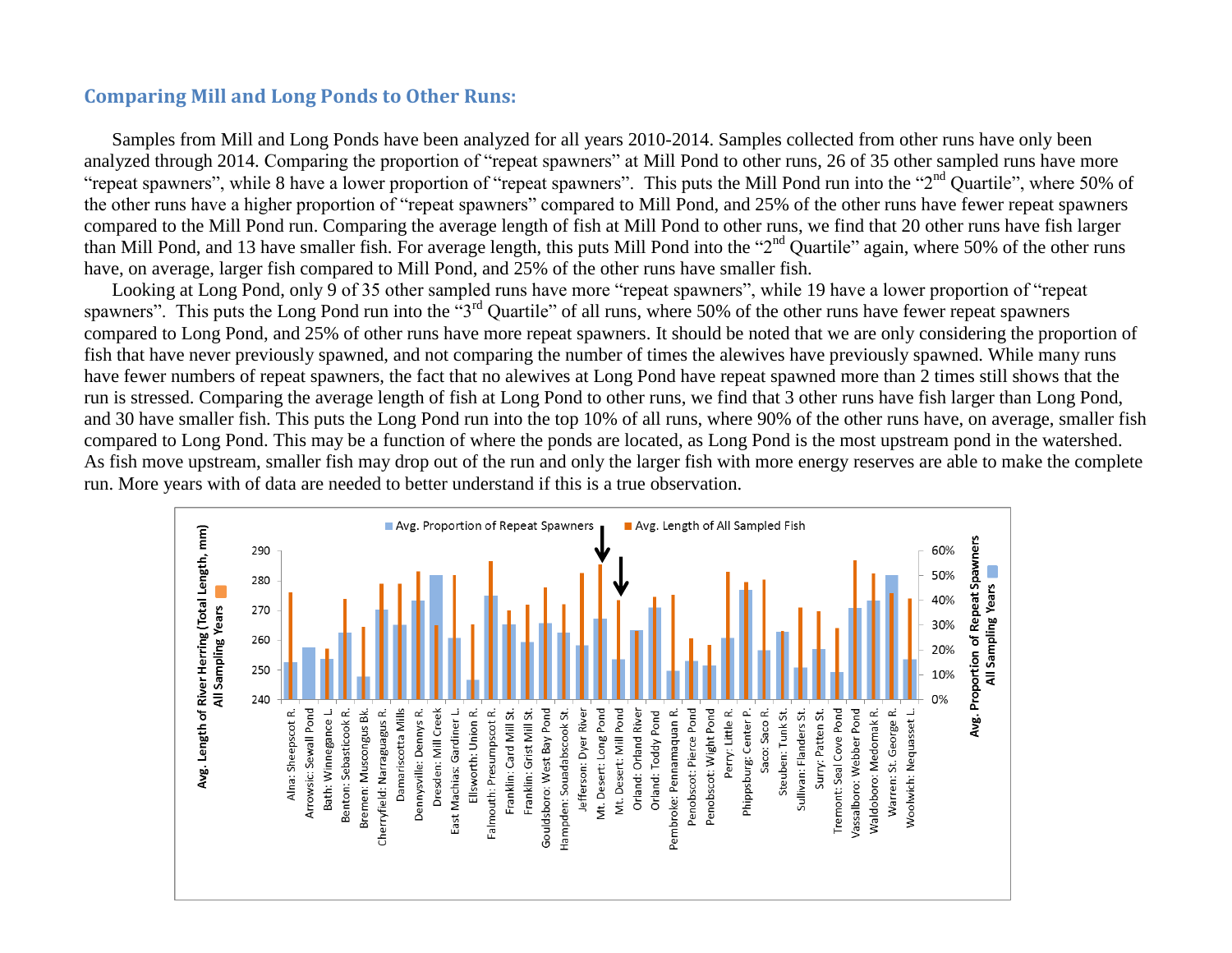## Comparing Mill and Long Ponds to Other Runs:

Samples from Mill and Long Ponds have been analyzed for all years 2010-2014. Samples collected from other runs have only been analyzed through 2014. Comparing the proportion of “repeat spawners” at Mill Pond to other runs, 26 of 35 other sampled runs have more “repeat spawners”, while 8 have a lower proportion of “repeat spawners”. This puts the Mill Pond run into the “2nd Quartile”, where 50% of the other runs have a higher proportion of “repeat spawners” compared to Mill Pond, and 25% of the other runs have fewer repeat spawners compared to the Mill Pond run. Comparing the average length of fish at Mill Pond to other runs, we find that 20 other runs have fish larger than Mill Pond, and 13 have smaller fish. For average length, this puts Mill Pond into the “2nd Quartile” again, where 50% of the other runs have, on average, larger fish compared to Mill Pond, and 25% of the other runs have smaller fish.

Looking at Long Pond, only 9 of 35 other sampled runs have more “repeat spawners”, while 19 have a lower proportion of “repeat spawners”. This puts the Long Pond run into the “3rd Quartile” of all runs, where 50% of the other runs have fewer repeat spawners compared to Long Pond, and 25% of other runs have more repeat spawners. It should be noted that we are only considering the proportion of fish that have never previously spawned, and not comparing the number of times the alewives have previously spawned. While many runs have fewer numbers of repeat spawners, the fact that no alewives at Long Pond have repeat spawned more than 2 times still shows that the run is stressed. Comparing the average length of fish at Long Pond to other runs, we find that 3 other runs have fish larger than Long Pond, and 30 have smaller fish. This puts the Long Pond run into the top 10% of all runs, where 90% of the other runs have, on average, smaller fish compared to Long Pond. This may be a function of where the ponds are located, as Long Pond is the most upstream pond in the watershed. As fish move upstream, smaller fish may drop out of the run and only the larger fish with more energy reserves are able to make the complete run. More years with of data are needed to better understand if this is a true observation.

Avg. Proportion of Repeat Spawners
Avg. Length of All Sampled Fish

Avg. Length of River Herring (Total Length, mm) All Sampling Years

290
280
270
260
250
240

Avg. Proportion of Repeat Spawners All Sampling Years

60%
50%
40%
30%
20%
10%
0%

Alna: Sheepscot R.
Arrowsic: Sewall Pond
Bath: Winnegance L.
Benton: Sebasticook R.
Bremen: Muscongus Bk.
Cherryfield: Narraguagus R.
Damariscotta Mills
Dennysville: Dennys R.
Dresden: Mill Creek
East Machias: Gardiner L.
Ellsworth: Union R.
Falmouth: Presumpscot R.
Franklin: Card Mill St.
Franklin: Grist Mill St.
Gouldsboro: West Bay Pond
Hampden: Souadabscook St.
Jefferson: Dyer River
Mt. Desert: Long Pond
Mt. Desert: Mill Pond
Orland: Orland River
Orland: Toddy Pond
Pembroke: Pennamaquan R.
Penobscot: Pierce Pond
Penobscot: Wight Pond
Perry: Little R.
Phippsburg: Center P.
Saco: Saco R.
Steuben: Tunk St.
Sullivan: Flanders St.
Surry: Patten St.
Tremont: Seal Cove Pond
Vassalboro: Webber Pond
Waldoboro: Medomak R.
Warren: St. George R.
Woolwich: Nequasset L.